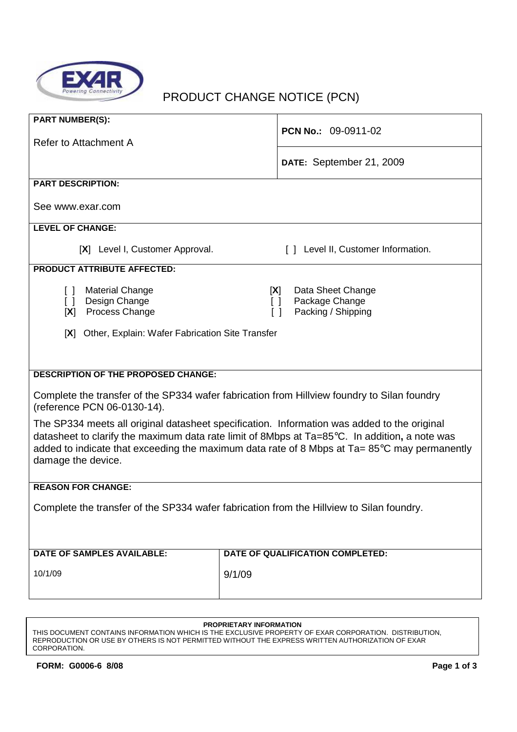# PRODUCT CHANGE NOTICE (PCN)

| | |
|---|---|
| **PART NUMBER(S):** Refer to Attachment A | **PCN No.:** 09-0911-02 |
| | **DATE:** September 21, 2009 |

**PART DESCRIPTION:**

See www.exar.com

**LEVEL OF CHANGE:**

[**X**] Level I, Customer Approval. [ ] Level II, Customer Information.

**PRODUCT ATTRIBUTE AFFECTED:**

[ ] Material Change
[ ] Design Change
[**X**] Process Change
[**X**] Data Sheet Change
[ ] Package Change
[ ] Packing / Shipping

[**X**] Other, Explain: Wafer Fabrication Site Transfer

**DESCRIPTION OF THE PROPOSED CHANGE:**

Complete the transfer of the SP334 wafer fabrication from Hillview foundry to Silan foundry (reference PCN 06-0130-14).

The SP334 meets all original datasheet specification. Information was added to the original datasheet to clarify the maximum data rate limit of 8Mbps at Ta=85°C. In addition**,** a note was added to indicate that exceeding the maximum data rate of 8 Mbps at Ta= 85°C may permanently damage the device.

**REASON FOR CHANGE:**

Complete the transfer of the SP334 wafer fabrication from the Hillview to Silan foundry.

| **DATE OF SAMPLES AVAILABLE:** | **DATE OF QUALIFICATION COMPLETED:** |
|---|---|
| 10/1/09 | 9/1/09 |

**PROPRIETARY INFORMATION**
THIS DOCUMENT CONTAINS INFORMATION WHICH IS THE EXCLUSIVE PROPERTY OF EXAR CORPORATION. DISTRIBUTION, REPRODUCTION OR USE BY OTHERS IS NOT PERMITTED WITHOUT THE EXPRESS WRITTEN AUTHORIZATION OF EXAR CORPORATION.

**FORM: G0006-6 8/08**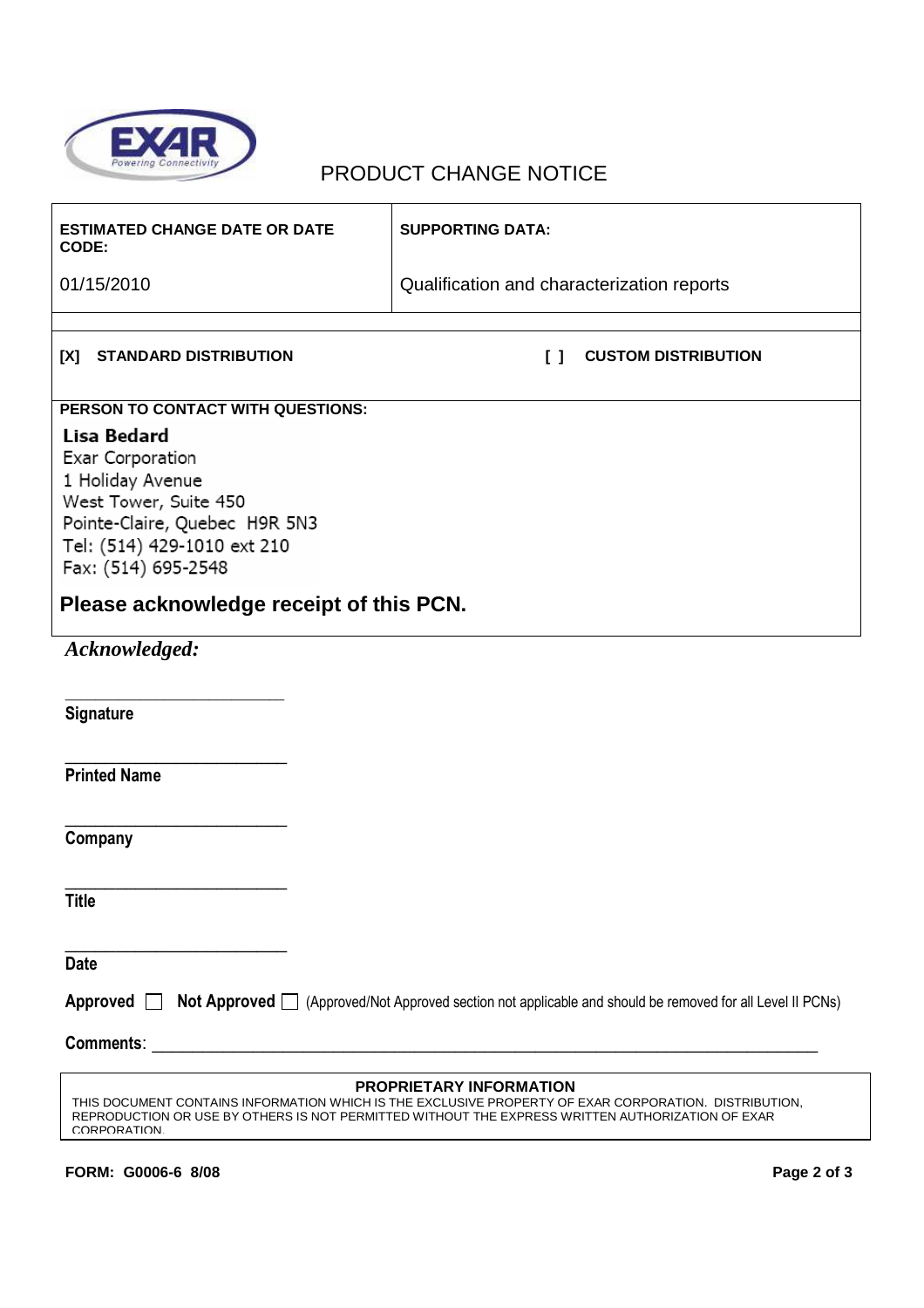# PRODUCT CHANGE NOTICE

| ESTIMATED CHANGE DATE OR DATE CODE: | SUPPORTING DATA: |
|---|---|
| 01/15/2010 | Qualification and characterization reports |

**[X] STANDARD DISTRIBUTION** &nbsp;&nbsp;&nbsp;&nbsp; **[ ] CUSTOM DISTRIBUTION**

**PERSON TO CONTACT WITH QUESTIONS:**

**Lisa Bedard**
Exar Corporation
1 Holiday Avenue
West Tower, Suite 450
Pointe-Claire, Quebec H9R 5N3
Tel: (514) 429-1010 ext 210
Fax: (514) 695-2548

**Please acknowledge receipt of this PCN.**

***Acknowledged:***

\_\_\_\_\_\_\_\_\_\_\_\_\_\_\_\_\_\_\_\_\_\_\_\_\_\_
**Signature**

\_\_\_\_\_\_\_\_\_\_\_\_\_\_\_\_\_\_\_\_\_\_\_\_\_\_
**Printed Name**

\_\_\_\_\_\_\_\_\_\_\_\_\_\_\_\_\_\_\_\_\_\_\_\_\_\_
**Company**

\_\_\_\_\_\_\_\_\_\_\_\_\_\_\_\_\_\_\_\_\_\_\_\_\_\_
**Title**

\_\_\_\_\_\_\_\_\_\_\_\_\_\_\_\_\_\_\_\_\_\_\_\_\_\_
**Date**

**Approved** ☐ **Not Approved** ☐ (Approved/Not Approved section not applicable and should be removed for all Level II PCNs)

**Comments**: \_\_\_\_\_\_\_\_\_\_\_\_\_\_\_\_\_\_\_\_\_\_\_\_\_\_\_\_\_\_\_\_\_\_\_\_\_\_\_\_\_\_\_\_\_\_\_\_\_\_\_\_\_\_\_\_\_\_\_\_\_\_\_\_\_\_\_\_\_\_

**PROPRIETARY INFORMATION**

THIS DOCUMENT CONTAINS INFORMATION WHICH IS THE EXCLUSIVE PROPERTY OF EXAR CORPORATION. DISTRIBUTION, REPRODUCTION OR USE BY OTHERS IS NOT PERMITTED WITHOUT THE EXPRESS WRITTEN AUTHORIZATION OF EXAR CORPORATION.

**FORM: G0006-6 8/08**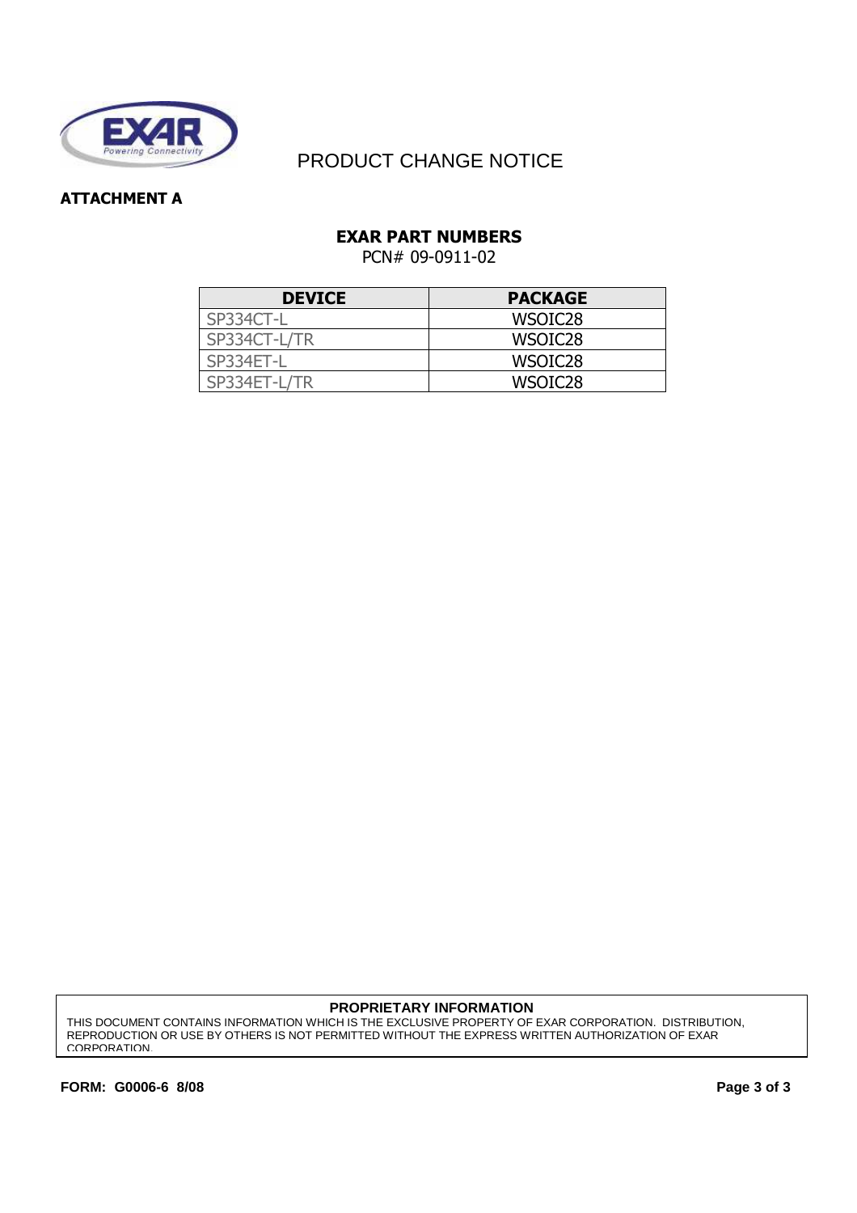# PRODUCT CHANGE NOTICE

**ATTACHMENT A**

## EXAR PART NUMBERS

PCN# 09-0911-02

| DEVICE | PACKAGE |
|---|---|
| SP334CT-L | WSOIC28 |
| SP334CT-L/TR | WSOIC28 |
| SP334ET-L | WSOIC28 |
| SP334ET-L/TR | WSOIC28 |

**PROPRIETARY INFORMATION**

THIS DOCUMENT CONTAINS INFORMATION WHICH IS THE EXCLUSIVE PROPERTY OF EXAR CORPORATION. DISTRIBUTION, REPRODUCTION OR USE BY OTHERS IS NOT PERMITTED WITHOUT THE EXPRESS WRITTEN AUTHORIZATION OF EXAR CORPORATION.

**FORM: G0006-6 8/08**